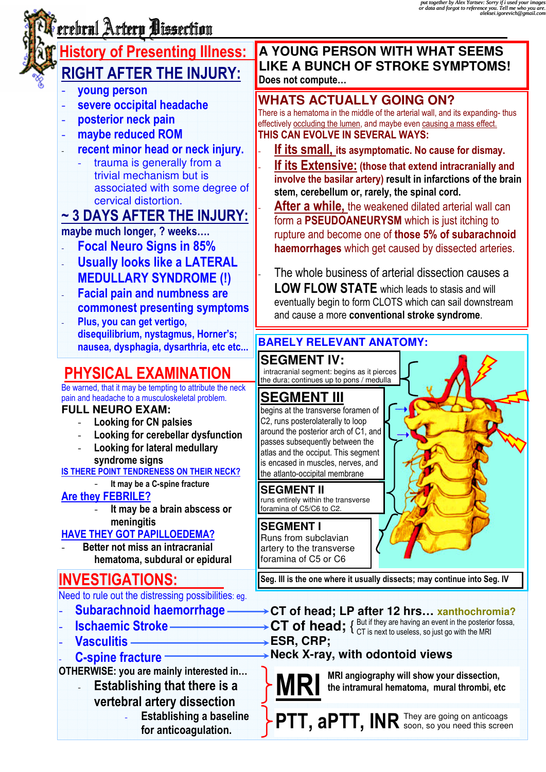put together by Alex Yartsev: Sorry if i used your images or data and forgot to reference you. Tell me who you are. aleksei.igorevich@gmail.com

# Cerebral Artery Dissection

## History of Presenting Illness:

### RIGHT AFTER THE INJURY:

- young person
- severe occipital headache
- posterior neck pain
- maybe reduced ROM
- recent minor head or neck injury.
  - trauma is generally from a trivial mechanism but is associated with some degree of cervical distortion.

### ~ 3 DAYS AFTER THE INJURY:

maybe much longer, ? weeks....

- Focal Neuro Signs in 85%
- Usually looks like a LATERAL MEDULLARY SYNDROME (!)
- Facial pain and numbness are commonest presenting symptoms
- Plus, you can get vertigo, disequilibrium, nystagmus, Horner's; nausea, dysphagia, dysarthria, etc etc...

## A YOUNG PERSON WITH WHAT SEEMS LIKE A BUNCH OF STROKE SYMPTOMS!

Does not compute...

## WHATS ACTUALLY GOING ON?

There is a hematoma in the middle of the arterial wall, and its expanding- thus effectively occluding the lumen, and maybe even causing a mass effect.

**THIS CAN EVOLVE IN SEVERAL WAYS:**

- **If its small,** **its asymptomatic. No cause for dismay.**
- **If its Extensive:** **(those that extend intracranially and involve the basilar artery) result in infarctions of the brain stem, cerebellum or, rarely, the spinal cord.**
- **After a while,** the weakened dilated arterial wall can form a **PSEUDOANEURYSM** which is just itching to rupture and become one of **those 5% of subarachnoid haemorrhages** which get caused by dissected arteries.
- The whole business of arterial dissection causes a **LOW FLOW STATE** which leads to stasis and will eventually begin to form CLOTS which can sail downstream and cause a more **conventional stroke syndrome**.

## PHYSICAL EXAMINATION

Be warned, that it may be tempting to attribute the neck pain and headache to a musculoskeletal problem.

**FULL NEURO EXAM:**

- Looking for CN palsies
- Looking for cerebellar dysfunction
- Looking for lateral medullary syndrome signs

**IS THERE POINT TENDERNESS ON THEIR NECK?**

- It may be a C-spine fracture

**Are they FEBRILE?**

- It may be a brain abscess or meningitis

**HAVE THEY GOT PAPILLOEDEMA?**

- Better not miss an intracranial hematoma, subdural or epidural

## BARELY RELEVANT ANATOMY:

**SEGMENT IV:** intracranial segment: begins as it pierces the dura; continues up to pons / medulla

**SEGMENT III:** begins at the transverse foramen of C2, runs posterolaterally to loop around the posterior arch of C1, and passes subsequently between the atlas and the occiput. This segment is encased in muscles, nerves, and the atlanto-occipital membrane

**SEGMENT II:** runs entirely within the transverse foramina of C5/C6 to C2.

**SEGMENT I:** Runs from subclavian artery to the transverse foramina of C5 or C6

**Seg. III is the one where it usually dissects; may continue into Seg. IV**

## INVESTIGATIONS:

Need to rule out the distressing possibilities: eg.

- Subarachnoid haemorrhage → **CT of head; LP after 12 hrs… xanthochromia?**
- Ischaemic Stroke → **CT of head;** { But if they are having an event in the posterior fossa, CT is next to useless, so just go with the MRI
- Vasculitis → **ESR, CRP;**
- C-spine fracture → **Neck X-ray, with odontoid views**

**OTHERWISE: you are mainly interested in…**

- **Establishing that there is a vertebral artery dissection** → **MRI** — MRI angiography will show your dissection, the intramural hematoma, mural thrombi, etc
  - **Establishing a baseline for anticoagulation.** → **PTT, aPTT, INR** — They are going on anticoags soon, so you need this screen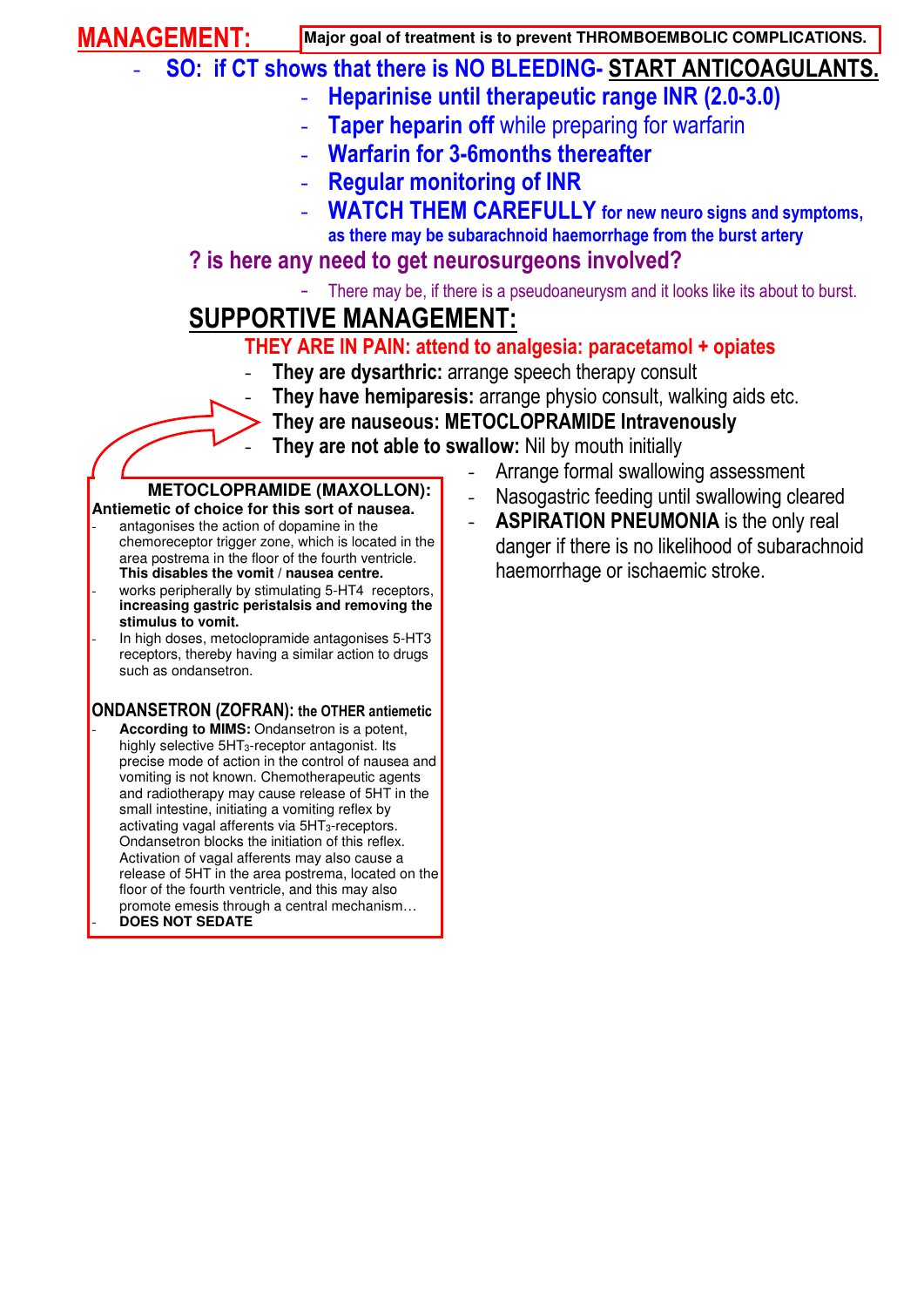# MANAGEMENT:

**Major goal of treatment is to prevent THROMBOEMBOLIC COMPLICATIONS.**

- **SO: if CT shows that there is NO BLEEDING- START ANTICOAGULANTS.**
  - **Heparinise until therapeutic range INR (2.0-3.0)**
  - **Taper heparin off** while preparing for warfarin
  - **Warfarin for 3-6months thereafter**
  - **Regular monitoring of INR**
  - **WATCH THEM CAREFULLY for new neuro signs and symptoms, as there may be subarachnoid haemorrhage from the burst artery**

**? is here any need to get neurosurgeons involved?**

- There may be, if there is a pseudoaneurysm and it looks like its about to burst.

## SUPPORTIVE MANAGEMENT:

**THEY ARE IN PAIN: attend to analgesia: paracetamol + opiates**

- **They are dysarthric:** arrange speech therapy consult
- **They have hemiparesis:** arrange physio consult, walking aids etc.
- **They are nauseous: METOCLOPRAMIDE Intravenously**
- **They are not able to swallow:** Nil by mouth initially
  - Arrange formal swallowing assessment
  - Nasogastric feeding until swallowing cleared
  - **ASPIRATION PNEUMONIA** is the only real danger if there is no likelihood of subarachnoid haemorrhage or ischaemic stroke.

**METOCLOPRAMIDE (MAXOLLON):**
**Antiemetic of choice for this sort of nausea.**

- antagonises the action of dopamine in the chemoreceptor trigger zone, which is located in the area postrema in the floor of the fourth ventricle. **This disables the vomit / nausea centre.**
- works peripherally by stimulating 5-HT4 receptors, **increasing gastric peristalsis and removing the stimulus to vomit.**
- In high doses, metoclopramide antagonises 5-HT3 receptors, thereby having a similar action to drugs such as ondansetron.

**ONDANSETRON (ZOFRAN): the OTHER antiemetic**

- **According to MIMS:** Ondansetron is a potent, highly selective $5HT_3$-receptor antagonist. Its precise mode of action in the control of nausea and vomiting is not known. Chemotherapeutic agents and radiotherapy may cause release of 5HT in the small intestine, initiating a vomiting reflex by activating vagal afferents via $5HT_3$-receptors. Ondansetron blocks the initiation of this reflex. Activation of vagal afferents may also cause a release of 5HT in the area postrema, located on the floor of the fourth ventricle, and this may also promote emesis through a central mechanism…
- **DOES NOT SEDATE**